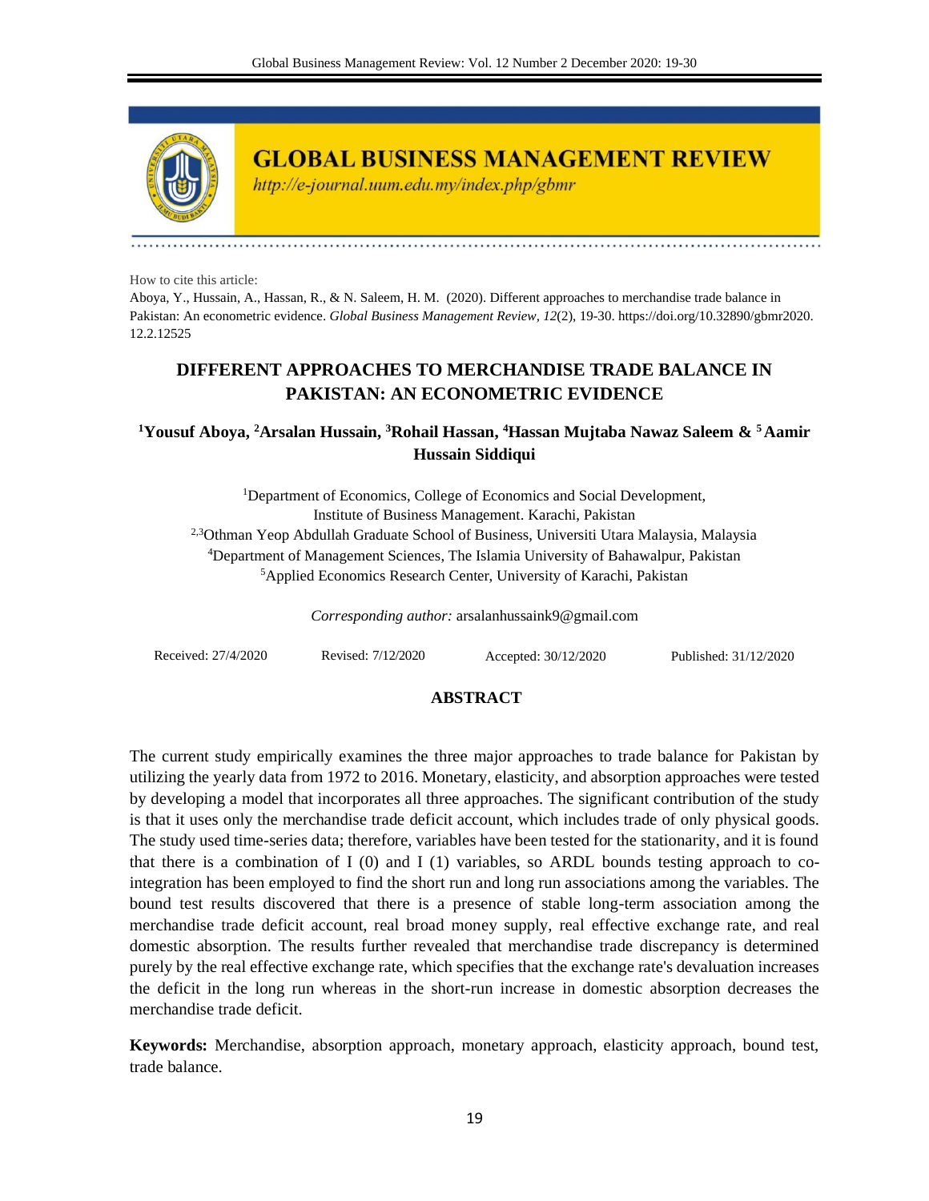# GLOBAL BUSINESS MANAGEMENT REVIEW

*http://e-journal.uum.edu.my/index.php/gbmr*

How to cite this article:

Aboya, Y., Hussain, A., Hassan, R., & N. Saleem, H. M. (2020). Different approaches to merchandise trade balance in Pakistan: An econometric evidence. *Global Business Management Review, 12*(2), 19-30. https://doi.org/10.32890/gbmr2020.12.2.12525

## DIFFERENT APPROACHES TO MERCHANDISE TRADE BALANCE IN PAKISTAN: AN ECONOMETRIC EVIDENCE

**[1]Yousuf Aboya, [2]Arsalan Hussain, [3]Rohail Hassan, [4]Hassan Mujtaba Nawaz Saleem & [5]Aamir Hussain Siddiqui**

[1]Department of Economics, College of Economics and Social Development, Institute of Business Management. Karachi, Pakistan

[2,3]Othman Yeop Abdullah Graduate School of Business, Universiti Utara Malaysia, Malaysia

[4]Department of Management Sciences, The Islamia University of Bahawalpur, Pakistan

[5]Applied Economics Research Center, University of Karachi, Pakistan

*Corresponding author:* arsalanhussaink9@gmail.com

Received: 27/4/2020 Revised: 7/12/2020 Accepted: 30/12/2020 Published: 31/12/2020

### ABSTRACT

The current study empirically examines the three major approaches to trade balance for Pakistan by utilizing the yearly data from 1972 to 2016. Monetary, elasticity, and absorption approaches were tested by developing a model that incorporates all three approaches. The significant contribution of the study is that it uses only the merchandise trade deficit account, which includes trade of only physical goods. The study used time-series data; therefore, variables have been tested for the stationarity, and it is found that there is a combination of I (0) and I (1) variables, so ARDL bounds testing approach to co-integration has been employed to find the short run and long run associations among the variables. The bound test results discovered that there is a presence of stable long-term association among the merchandise trade deficit account, real broad money supply, real effective exchange rate, and real domestic absorption. The results further revealed that merchandise trade discrepancy is determined purely by the real effective exchange rate, which specifies that the exchange rate's devaluation increases the deficit in the long run whereas in the short-run increase in domestic absorption decreases the merchandise trade deficit.

**Keywords:** Merchandise, absorption approach, monetary approach, elasticity approach, bound test, trade balance.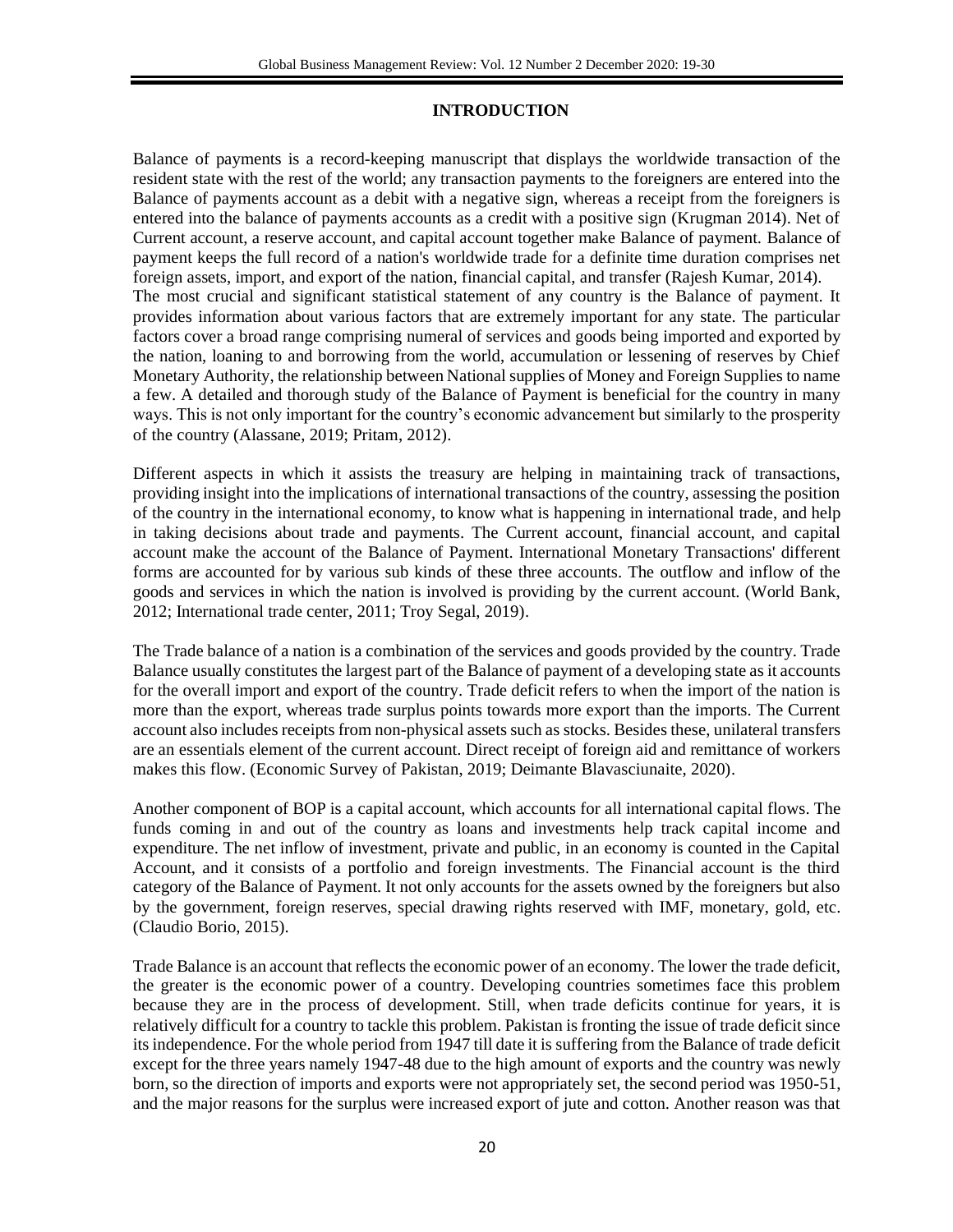## INTRODUCTION

Balance of payments is a record-keeping manuscript that displays the worldwide transaction of the resident state with the rest of the world; any transaction payments to the foreigners are entered into the Balance of payments account as a debit with a negative sign, whereas a receipt from the foreigners is entered into the balance of payments accounts as a credit with a positive sign (Krugman 2014). Net of Current account, a reserve account, and capital account together make Balance of payment. Balance of payment keeps the full record of a nation's worldwide trade for a definite time duration comprises net foreign assets, import, and export of the nation, financial capital, and transfer (Rajesh Kumar, 2014).
The most crucial and significant statistical statement of any country is the Balance of payment. It provides information about various factors that are extremely important for any state. The particular factors cover a broad range comprising numeral of services and goods being imported and exported by the nation, loaning to and borrowing from the world, accumulation or lessening of reserves by Chief Monetary Authority, the relationship between National supplies of Money and Foreign Supplies to name a few. A detailed and thorough study of the Balance of Payment is beneficial for the country in many ways. This is not only important for the country's economic advancement but similarly to the prosperity of the country (Alassane, 2019; Pritam, 2012).

Different aspects in which it assists the treasury are helping in maintaining track of transactions, providing insight into the implications of international transactions of the country, assessing the position of the country in the international economy, to know what is happening in international trade, and help in taking decisions about trade and payments. The Current account, financial account, and capital account make the account of the Balance of Payment. International Monetary Transactions' different forms are accounted for by various sub kinds of these three accounts. The outflow and inflow of the goods and services in which the nation is involved is providing by the current account. (World Bank, 2012; International trade center, 2011; Troy Segal, 2019).

The Trade balance of a nation is a combination of the services and goods provided by the country. Trade Balance usually constitutes the largest part of the Balance of payment of a developing state as it accounts for the overall import and export of the country. Trade deficit refers to when the import of the nation is more than the export, whereas trade surplus points towards more export than the imports. The Current account also includes receipts from non-physical assets such as stocks. Besides these, unilateral transfers are an essentials element of the current account. Direct receipt of foreign aid and remittance of workers makes this flow. (Economic Survey of Pakistan, 2019; Deimante Blavasciunaite, 2020).

Another component of BOP is a capital account, which accounts for all international capital flows. The funds coming in and out of the country as loans and investments help track capital income and expenditure. The net inflow of investment, private and public, in an economy is counted in the Capital Account, and it consists of a portfolio and foreign investments. The Financial account is the third category of the Balance of Payment. It not only accounts for the assets owned by the foreigners but also by the government, foreign reserves, special drawing rights reserved with IMF, monetary, gold, etc. (Claudio Borio, 2015).

Trade Balance is an account that reflects the economic power of an economy. The lower the trade deficit, the greater is the economic power of a country. Developing countries sometimes face this problem because they are in the process of development. Still, when trade deficits continue for years, it is relatively difficult for a country to tackle this problem. Pakistan is fronting the issue of trade deficit since its independence. For the whole period from 1947 till date it is suffering from the Balance of trade deficit except for the three years namely 1947-48 due to the high amount of exports and the country was newly born, so the direction of imports and exports were not appropriately set, the second period was 1950-51, and the major reasons for the surplus were increased export of jute and cotton. Another reason was that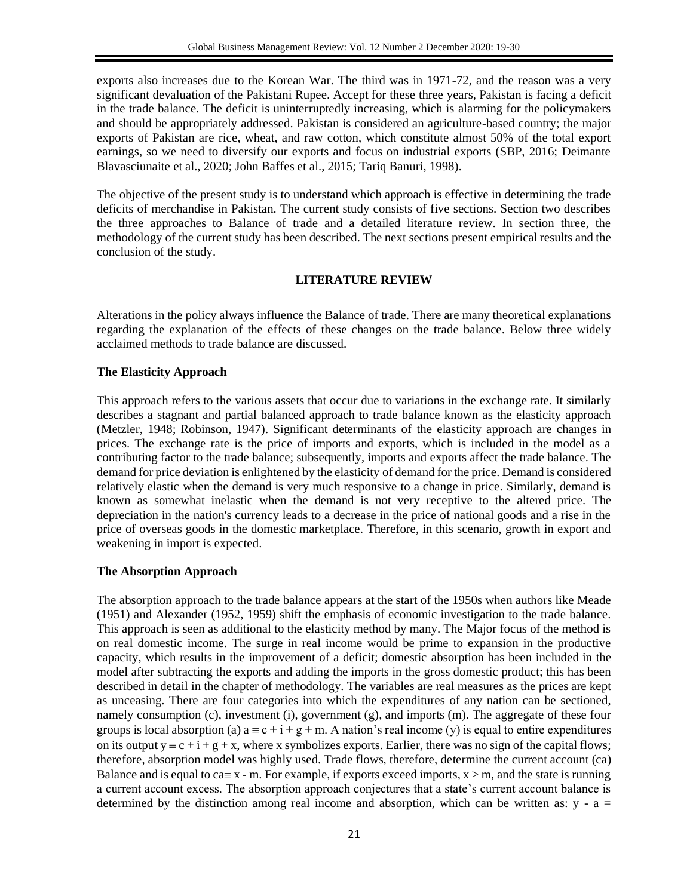exports also increases due to the Korean War. The third was in 1971-72, and the reason was a very significant devaluation of the Pakistani Rupee. Accept for these three years, Pakistan is facing a deficit in the trade balance. The deficit is uninterruptedly increasing, which is alarming for the policymakers and should be appropriately addressed. Pakistan is considered an agriculture-based country; the major exports of Pakistan are rice, wheat, and raw cotton, which constitute almost 50% of the total export earnings, so we need to diversify our exports and focus on industrial exports (SBP, 2016; Deimante Blavasciunaite et al., 2020; John Baffes et al., 2015; Tariq Banuri, 1998).

The objective of the present study is to understand which approach is effective in determining the trade deficits of merchandise in Pakistan. The current study consists of five sections. Section two describes the three approaches to Balance of trade and a detailed literature review. In section three, the methodology of the current study has been described. The next sections present empirical results and the conclusion of the study.

## LITERATURE REVIEW

Alterations in the policy always influence the Balance of trade. There are many theoretical explanations regarding the explanation of the effects of these changes on the trade balance. Below three widely acclaimed methods to trade balance are discussed.

### The Elasticity Approach

This approach refers to the various assets that occur due to variations in the exchange rate. It similarly describes a stagnant and partial balanced approach to trade balance known as the elasticity approach (Metzler, 1948; Robinson, 1947). Significant determinants of the elasticity approach are changes in prices. The exchange rate is the price of imports and exports, which is included in the model as a contributing factor to the trade balance; subsequently, imports and exports affect the trade balance. The demand for price deviation is enlightened by the elasticity of demand for the price. Demand is considered relatively elastic when the demand is very much responsive to a change in price. Similarly, demand is known as somewhat inelastic when the demand is not very receptive to the altered price. The depreciation in the nation's currency leads to a decrease in the price of national goods and a rise in the price of overseas goods in the domestic marketplace. Therefore, in this scenario, growth in export and weakening in import is expected.

### The Absorption Approach

The absorption approach to the trade balance appears at the start of the 1950s when authors like Meade (1951) and Alexander (1952, 1959) shift the emphasis of economic investigation to the trade balance. This approach is seen as additional to the elasticity method by many. The Major focus of the method is on real domestic income. The surge in real income would be prime to expansion in the productive capacity, which results in the improvement of a deficit; domestic absorption has been included in the model after subtracting the exports and adding the imports in the gross domestic product; this has been described in detail in the chapter of methodology. The variables are real measures as the prices are kept as unceasing. There are four categories into which the expenditures of any nation can be sectioned, namely consumption (c), investment (i), government (g), and imports (m). The aggregate of these four groups is local absorption (a) $a \equiv c + i + g + m$. A nation's real income (y) is equal to entire expenditures on its output $y \equiv c + i + g + x$, where x symbolizes exports. Earlier, there was no sign of the capital flows; therefore, absorption model was highly used. Trade flows, therefore, determine the current account (ca) Balance and is equal to $ca \equiv x - m$. For example, if exports exceed imports, $x > m$, and the state is running a current account excess. The absorption approach conjectures that a state's current account balance is determined by the distinction among real income and absorption, which can be written as: $y - a =$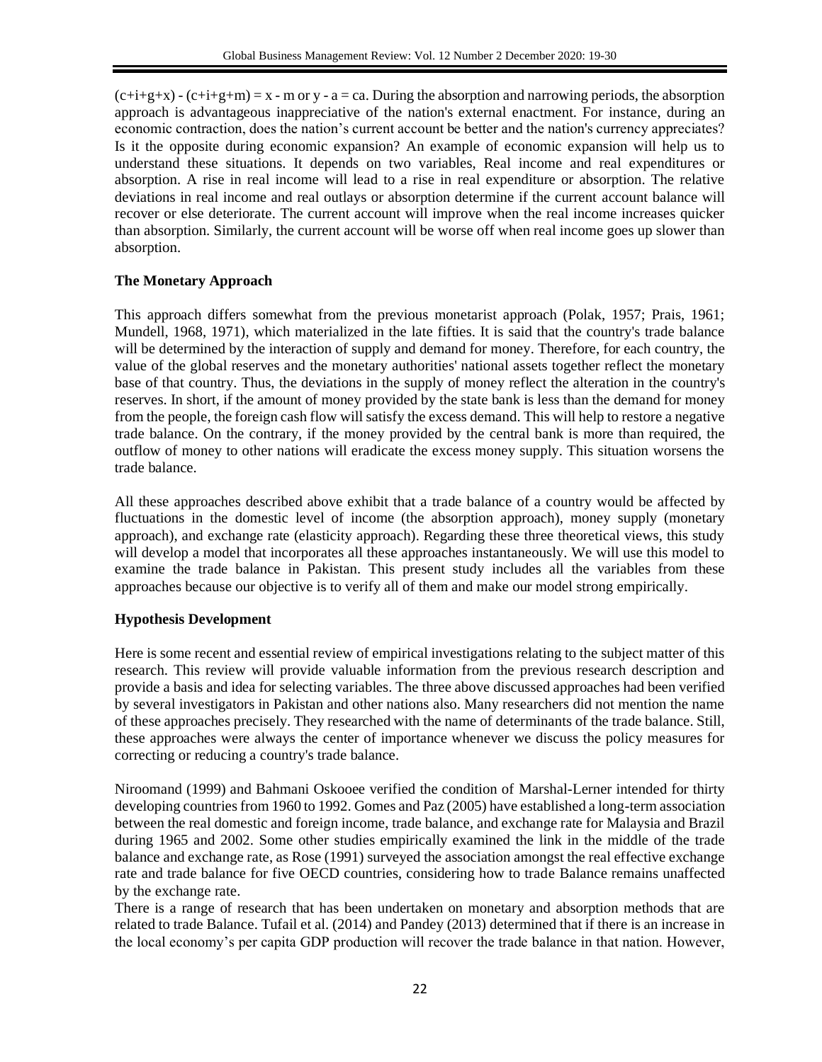$(c+i+g+x) - (c+i+g+m) = x - m$ or $y - a = ca$. During the absorption and narrowing periods, the absorption approach is advantageous inappreciative of the nation's external enactment. For instance, during an economic contraction, does the nation's current account be better and the nation's currency appreciates? Is it the opposite during economic expansion? An example of economic expansion will help us to understand these situations. It depends on two variables, Real income and real expenditures or absorption. A rise in real income will lead to a rise in real expenditure or absorption. The relative deviations in real income and real outlays or absorption determine if the current account balance will recover or else deteriorate. The current account will improve when the real income increases quicker than absorption. Similarly, the current account will be worse off when real income goes up slower than absorption.

### The Monetary Approach

This approach differs somewhat from the previous monetarist approach (Polak, 1957; Prais, 1961; Mundell, 1968, 1971), which materialized in the late fifties. It is said that the country's trade balance will be determined by the interaction of supply and demand for money. Therefore, for each country, the value of the global reserves and the monetary authorities' national assets together reflect the monetary base of that country. Thus, the deviations in the supply of money reflect the alteration in the country's reserves. In short, if the amount of money provided by the state bank is less than the demand for money from the people, the foreign cash flow will satisfy the excess demand. This will help to restore a negative trade balance. On the contrary, if the money provided by the central bank is more than required, the outflow of money to other nations will eradicate the excess money supply. This situation worsens the trade balance.

All these approaches described above exhibit that a trade balance of a country would be affected by fluctuations in the domestic level of income (the absorption approach), money supply (monetary approach), and exchange rate (elasticity approach). Regarding these three theoretical views, this study will develop a model that incorporates all these approaches instantaneously. We will use this model to examine the trade balance in Pakistan. This present study includes all the variables from these approaches because our objective is to verify all of them and make our model strong empirically.

### Hypothesis Development

Here is some recent and essential review of empirical investigations relating to the subject matter of this research. This review will provide valuable information from the previous research description and provide a basis and idea for selecting variables. The three above discussed approaches had been verified by several investigators in Pakistan and other nations also. Many researchers did not mention the name of these approaches precisely. They researched with the name of determinants of the trade balance. Still, these approaches were always the center of importance whenever we discuss the policy measures for correcting or reducing a country's trade balance.

Niroomand (1999) and Bahmani Oskooee verified the condition of Marshal-Lerner intended for thirty developing countries from 1960 to 1992. Gomes and Paz (2005) have established a long-term association between the real domestic and foreign income, trade balance, and exchange rate for Malaysia and Brazil during 1965 and 2002. Some other studies empirically examined the link in the middle of the trade balance and exchange rate, as Rose (1991) surveyed the association amongst the real effective exchange rate and trade balance for five OECD countries, considering how to trade Balance remains unaffected by the exchange rate.

There is a range of research that has been undertaken on monetary and absorption methods that are related to trade Balance. Tufail et al. (2014) and Pandey (2013) determined that if there is an increase in the local economy's per capita GDP production will recover the trade balance in that nation. However,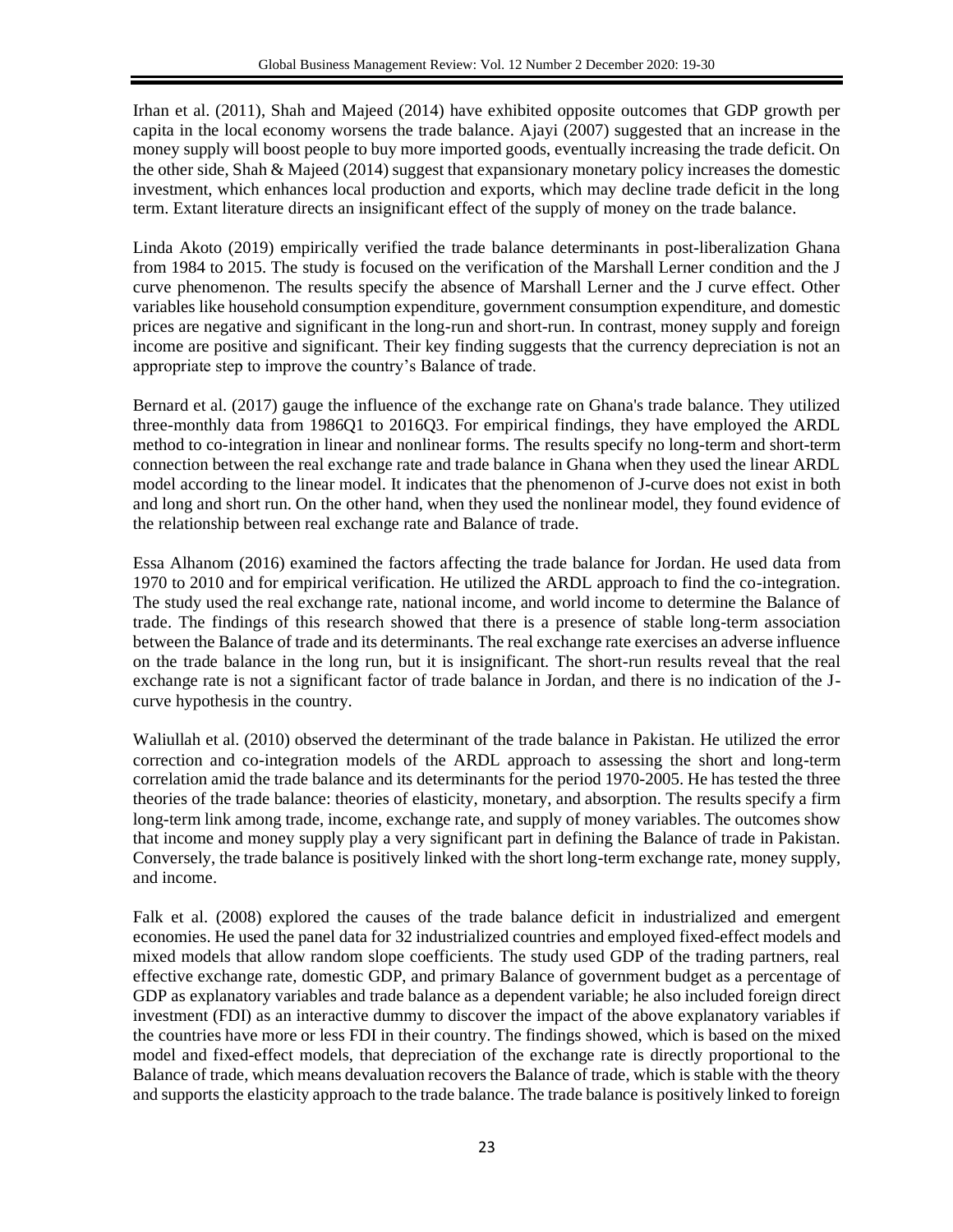Irhan et al. (2011), Shah and Majeed (2014) have exhibited opposite outcomes that GDP growth per capita in the local economy worsens the trade balance. Ajayi (2007) suggested that an increase in the money supply will boost people to buy more imported goods, eventually increasing the trade deficit. On the other side, Shah & Majeed (2014) suggest that expansionary monetary policy increases the domestic investment, which enhances local production and exports, which may decline trade deficit in the long term. Extant literature directs an insignificant effect of the supply of money on the trade balance.

Linda Akoto (2019) empirically verified the trade balance determinants in post-liberalization Ghana from 1984 to 2015. The study is focused on the verification of the Marshall Lerner condition and the J curve phenomenon. The results specify the absence of Marshall Lerner and the J curve effect. Other variables like household consumption expenditure, government consumption expenditure, and domestic prices are negative and significant in the long-run and short-run. In contrast, money supply and foreign income are positive and significant. Their key finding suggests that the currency depreciation is not an appropriate step to improve the country's Balance of trade.

Bernard et al. (2017) gauge the influence of the exchange rate on Ghana's trade balance. They utilized three-monthly data from 1986Q1 to 2016Q3. For empirical findings, they have employed the ARDL method to co-integration in linear and nonlinear forms. The results specify no long-term and short-term connection between the real exchange rate and trade balance in Ghana when they used the linear ARDL model according to the linear model. It indicates that the phenomenon of J-curve does not exist in both and long and short run. On the other hand, when they used the nonlinear model, they found evidence of the relationship between real exchange rate and Balance of trade.

Essa Alhanom (2016) examined the factors affecting the trade balance for Jordan. He used data from 1970 to 2010 and for empirical verification. He utilized the ARDL approach to find the co-integration. The study used the real exchange rate, national income, and world income to determine the Balance of trade. The findings of this research showed that there is a presence of stable long-term association between the Balance of trade and its determinants. The real exchange rate exercises an adverse influence on the trade balance in the long run, but it is insignificant. The short-run results reveal that the real exchange rate is not a significant factor of trade balance in Jordan, and there is no indication of the J-curve hypothesis in the country.

Waliullah et al. (2010) observed the determinant of the trade balance in Pakistan. He utilized the error correction and co-integration models of the ARDL approach to assessing the short and long-term correlation amid the trade balance and its determinants for the period 1970-2005. He has tested the three theories of the trade balance: theories of elasticity, monetary, and absorption. The results specify a firm long-term link among trade, income, exchange rate, and supply of money variables. The outcomes show that income and money supply play a very significant part in defining the Balance of trade in Pakistan. Conversely, the trade balance is positively linked with the short long-term exchange rate, money supply, and income.

Falk et al. (2008) explored the causes of the trade balance deficit in industrialized and emergent economies. He used the panel data for 32 industrialized countries and employed fixed-effect models and mixed models that allow random slope coefficients. The study used GDP of the trading partners, real effective exchange rate, domestic GDP, and primary Balance of government budget as a percentage of GDP as explanatory variables and trade balance as a dependent variable; he also included foreign direct investment (FDI) as an interactive dummy to discover the impact of the above explanatory variables if the countries have more or less FDI in their country. The findings showed, which is based on the mixed model and fixed-effect models, that depreciation of the exchange rate is directly proportional to the Balance of trade, which means devaluation recovers the Balance of trade, which is stable with the theory and supports the elasticity approach to the trade balance. The trade balance is positively linked to foreign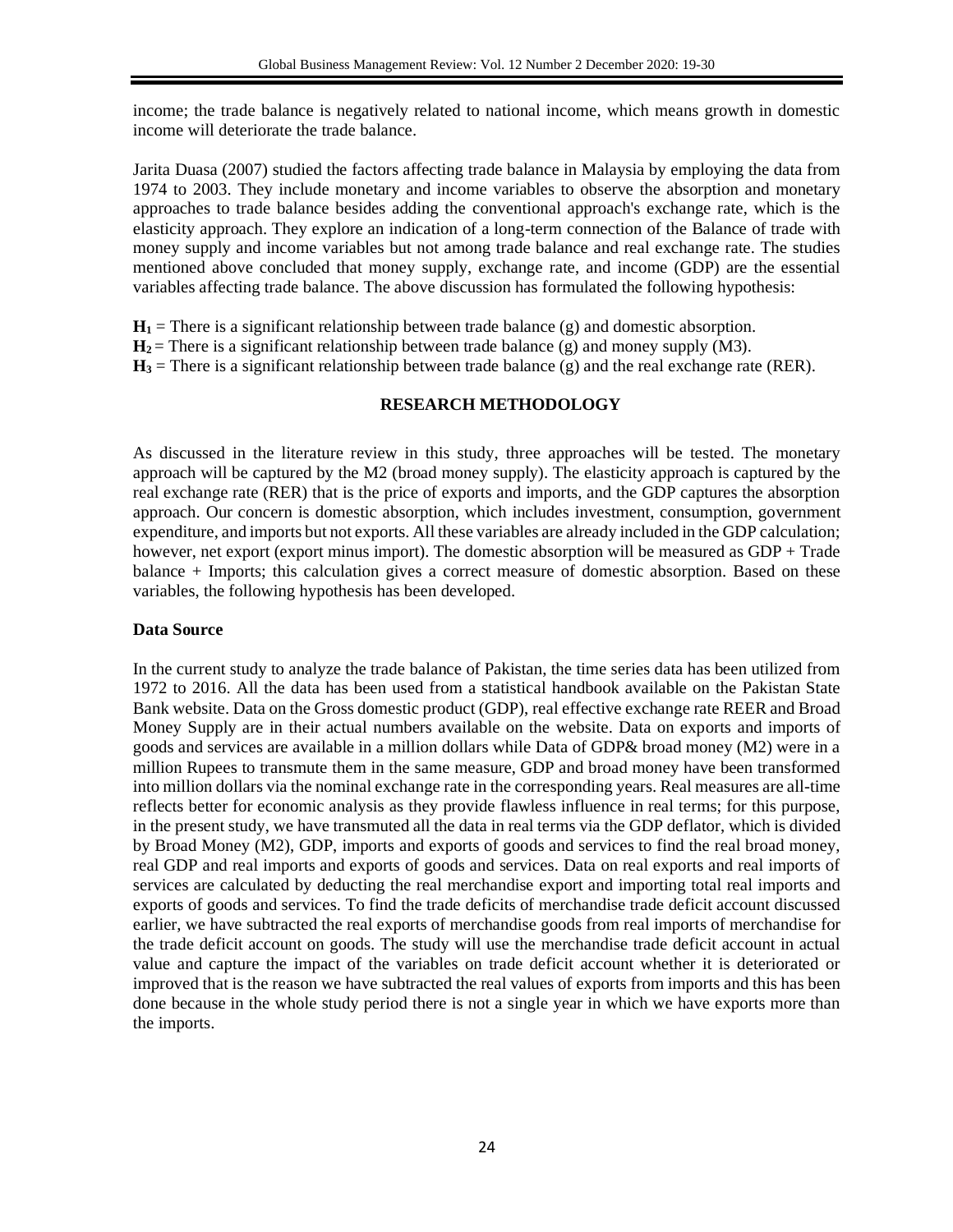income; the trade balance is negatively related to national income, which means growth in domestic income will deteriorate the trade balance.

Jarita Duasa (2007) studied the factors affecting trade balance in Malaysia by employing the data from 1974 to 2003. They include monetary and income variables to observe the absorption and monetary approaches to trade balance besides adding the conventional approach's exchange rate, which is the elasticity approach. They explore an indication of a long-term connection of the Balance of trade with money supply and income variables but not among trade balance and real exchange rate. The studies mentioned above concluded that money supply, exchange rate, and income (GDP) are the essential variables affecting trade balance. The above discussion has formulated the following hypothesis:

**$H_1$** = There is a significant relationship between trade balance (g) and domestic absorption.
**$H_2$** = There is a significant relationship between trade balance (g) and money supply (M3).
**$H_3$** = There is a significant relationship between trade balance (g) and the real exchange rate (RER).

## RESEARCH METHODOLOGY

As discussed in the literature review in this study, three approaches will be tested. The monetary approach will be captured by the M2 (broad money supply). The elasticity approach is captured by the real exchange rate (RER) that is the price of exports and imports, and the GDP captures the absorption approach. Our concern is domestic absorption, which includes investment, consumption, government expenditure, and imports but not exports. All these variables are already included in the GDP calculation; however, net export (export minus import). The domestic absorption will be measured as GDP + Trade balance + Imports; this calculation gives a correct measure of domestic absorption. Based on these variables, the following hypothesis has been developed.

### Data Source

In the current study to analyze the trade balance of Pakistan, the time series data has been utilized from 1972 to 2016. All the data has been used from a statistical handbook available on the Pakistan State Bank website. Data on the Gross domestic product (GDP), real effective exchange rate REER and Broad Money Supply are in their actual numbers available on the website. Data on exports and imports of goods and services are available in a million dollars while Data of GDP& broad money (M2) were in a million Rupees to transmute them in the same measure, GDP and broad money have been transformed into million dollars via the nominal exchange rate in the corresponding years. Real measures are all-time reflects better for economic analysis as they provide flawless influence in real terms; for this purpose, in the present study, we have transmuted all the data in real terms via the GDP deflator, which is divided by Broad Money (M2), GDP, imports and exports of goods and services to find the real broad money, real GDP and real imports and exports of goods and services. Data on real exports and real imports of services are calculated by deducting the real merchandise export and importing total real imports and exports of goods and services. To find the trade deficits of merchandise trade deficit account discussed earlier, we have subtracted the real exports of merchandise goods from real imports of merchandise for the trade deficit account on goods. The study will use the merchandise trade deficit account in actual value and capture the impact of the variables on trade deficit account whether it is deteriorated or improved that is the reason we have subtracted the real values of exports from imports and this has been done because in the whole study period there is not a single year in which we have exports more than the imports.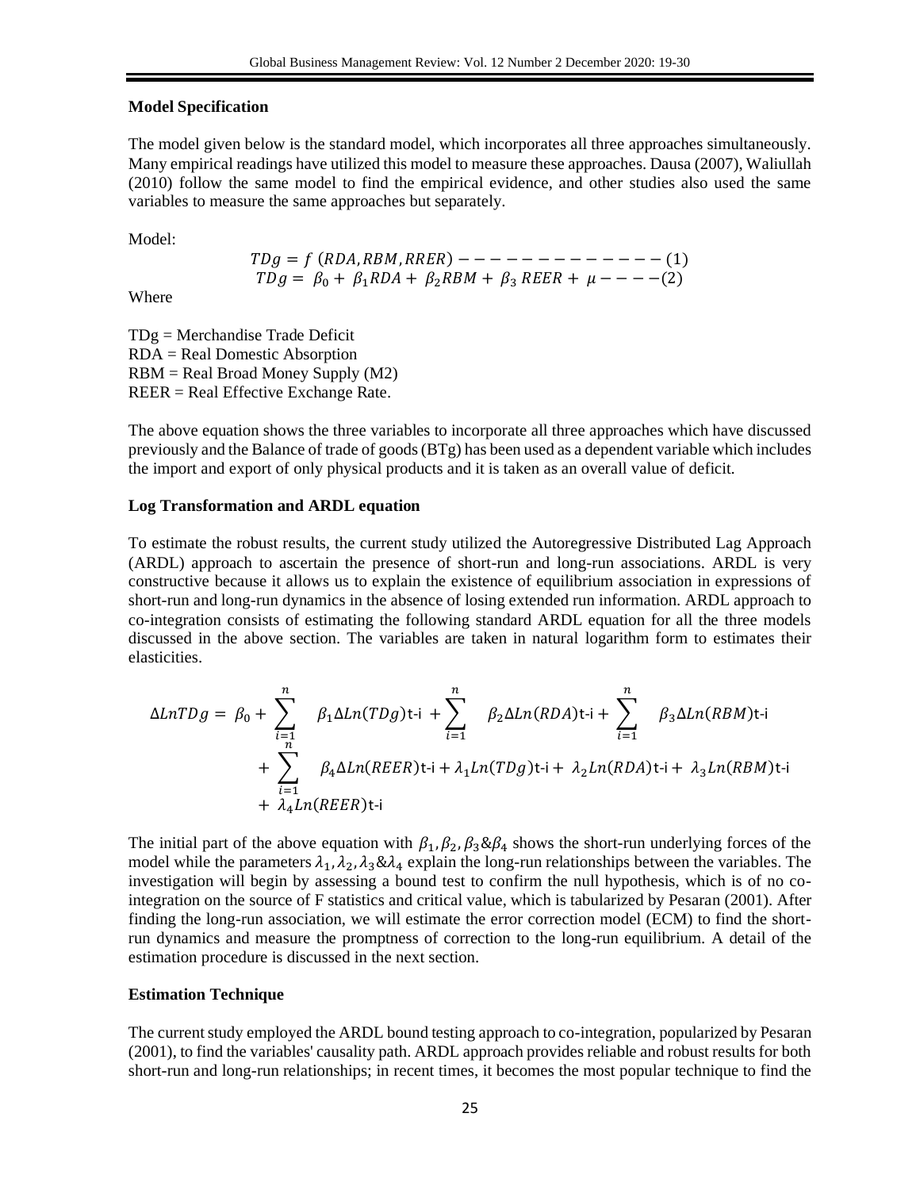**Model Specification**

The model given below is the standard model, which incorporates all three approaches simultaneously. Many empirical readings have utilized this model to measure these approaches. Dausa (2007), Waliullah (2010) follow the same model to find the empirical evidence, and other studies also used the same variables to measure the same approaches but separately.

Model:

$$TDg = f\ (RDA, RBM, RRER) - - - - - - - - - - - - - (1)$$

$$TDg = \beta_0 + \beta_1 RDA + \beta_2 RBM + \beta_3\ REER + \mu - - - - (2)$$

Where

TDg = Merchandise Trade Deficit
RDA = Real Domestic Absorption
RBM = Real Broad Money Supply (M2)
REER = Real Effective Exchange Rate.

The above equation shows the three variables to incorporate all three approaches which have discussed previously and the Balance of trade of goods (BTg) has been used as a dependent variable which includes the import and export of only physical products and it is taken as an overall value of deficit.

**Log Transformation and ARDL equation**

To estimate the robust results, the current study utilized the Autoregressive Distributed Lag Approach (ARDL) approach to ascertain the presence of short-run and long-run associations. ARDL is very constructive because it allows us to explain the existence of equilibrium association in expressions of short-run and long-run dynamics in the absence of losing extended run information. ARDL approach to co-integration consists of estimating the following standard ARDL equation for all the three models discussed in the above section. The variables are taken in natural logarithm form to estimates their elasticities.

$$\Delta LnTDg = \beta_0 + \sum_{i=1}^{n} \beta_1 \Delta Ln(TDg)_{t\text{-}i} + \sum_{i=1}^{n} \beta_2 \Delta Ln(RDA)_{t\text{-}i} + \sum_{i=1}^{n} \beta_3 \Delta Ln(RBM)_{t\text{-}i} + \sum_{i=1}^{n} \beta_4 \Delta Ln(REER)_{t\text{-}i} + \lambda_1 Ln(TDg)_{t\text{-}i} + \lambda_2 Ln(RDA)_{t\text{-}i} + \lambda_3 Ln(RBM)_{t\text{-}i} + \lambda_4 Ln(REER)_{t\text{-}i}$$

The initial part of the above equation with $\beta_1, \beta_2, \beta_3 \& \beta_4$ shows the short-run underlying forces of the model while the parameters $\lambda_1, \lambda_2, \lambda_3 \& \lambda_4$ explain the long-run relationships between the variables. The investigation will begin by assessing a bound test to confirm the null hypothesis, which is of no co-integration on the source of F statistics and critical value, which is tabularized by Pesaran (2001). After finding the long-run association, we will estimate the error correction model (ECM) to find the short-run dynamics and measure the promptness of correction to the long-run equilibrium. A detail of the estimation procedure is discussed in the next section.

**Estimation Technique**

The current study employed the ARDL bound testing approach to co-integration, popularized by Pesaran (2001), to find the variables' causality path. ARDL approach provides reliable and robust results for both short-run and long-run relationships; in recent times, it becomes the most popular technique to find the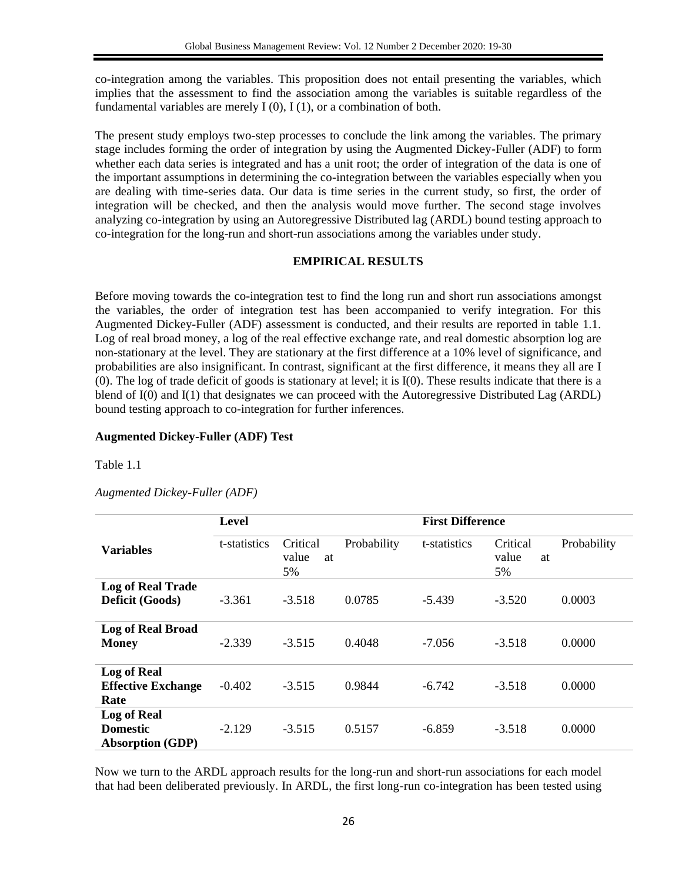co-integration among the variables. This proposition does not entail presenting the variables, which implies that the assessment to find the association among the variables is suitable regardless of the fundamental variables are merely I (0), I (1), or a combination of both.

The present study employs two-step processes to conclude the link among the variables. The primary stage includes forming the order of integration by using the Augmented Dickey-Fuller (ADF) to form whether each data series is integrated and has a unit root; the order of integration of the data is one of the important assumptions in determining the co-integration between the variables especially when you are dealing with time-series data. Our data is time series in the current study, so first, the order of integration will be checked, and then the analysis would move further. The second stage involves analyzing co-integration by using an Autoregressive Distributed lag (ARDL) bound testing approach to co-integration for the long-run and short-run associations among the variables under study.

## EMPIRICAL RESULTS

Before moving towards the co-integration test to find the long run and short run associations amongst the variables, the order of integration test has been accompanied to verify integration. For this Augmented Dickey-Fuller (ADF) assessment is conducted, and their results are reported in table 1.1. Log of real broad money, a log of the real effective exchange rate, and real domestic absorption log are non-stationary at the level. They are stationary at the first difference at a 10% level of significance, and probabilities are also insignificant. In contrast, significant at the first difference, it means they all are I (0). The log of trade deficit of goods is stationary at level; it is I(0). These results indicate that there is a blend of I(0) and I(1) that designates we can proceed with the Autoregressive Distributed Lag (ARDL) bound testing approach to co-integration for further inferences.

### Augmented Dickey-Fuller (ADF) Test

Table 1.1

*Augmented Dickey-Fuller (ADF)*

| Variables | Level | | | First Difference | | |
|---|---|---|---|---|---|---|
| | t-statistics | Critical value at 5% | Probability | t-statistics | Critical value at 5% | Probability |
| **Log of Real Trade Deficit (Goods)** | -3.361 | -3.518 | 0.0785 | -5.439 | -3.520 | 0.0003 |
| **Log of Real Broad Money** | -2.339 | -3.515 | 0.4048 | -7.056 | -3.518 | 0.0000 |
| **Log of Real Effective Exchange Rate** | -0.402 | -3.515 | 0.9844 | -6.742 | -3.518 | 0.0000 |
| **Log of Real Domestic Absorption (GDP)** | -2.129 | -3.515 | 0.5157 | -6.859 | -3.518 | 0.0000 |

Now we turn to the ARDL approach results for the long-run and short-run associations for each model that had been deliberated previously. In ARDL, the first long-run co-integration has been tested using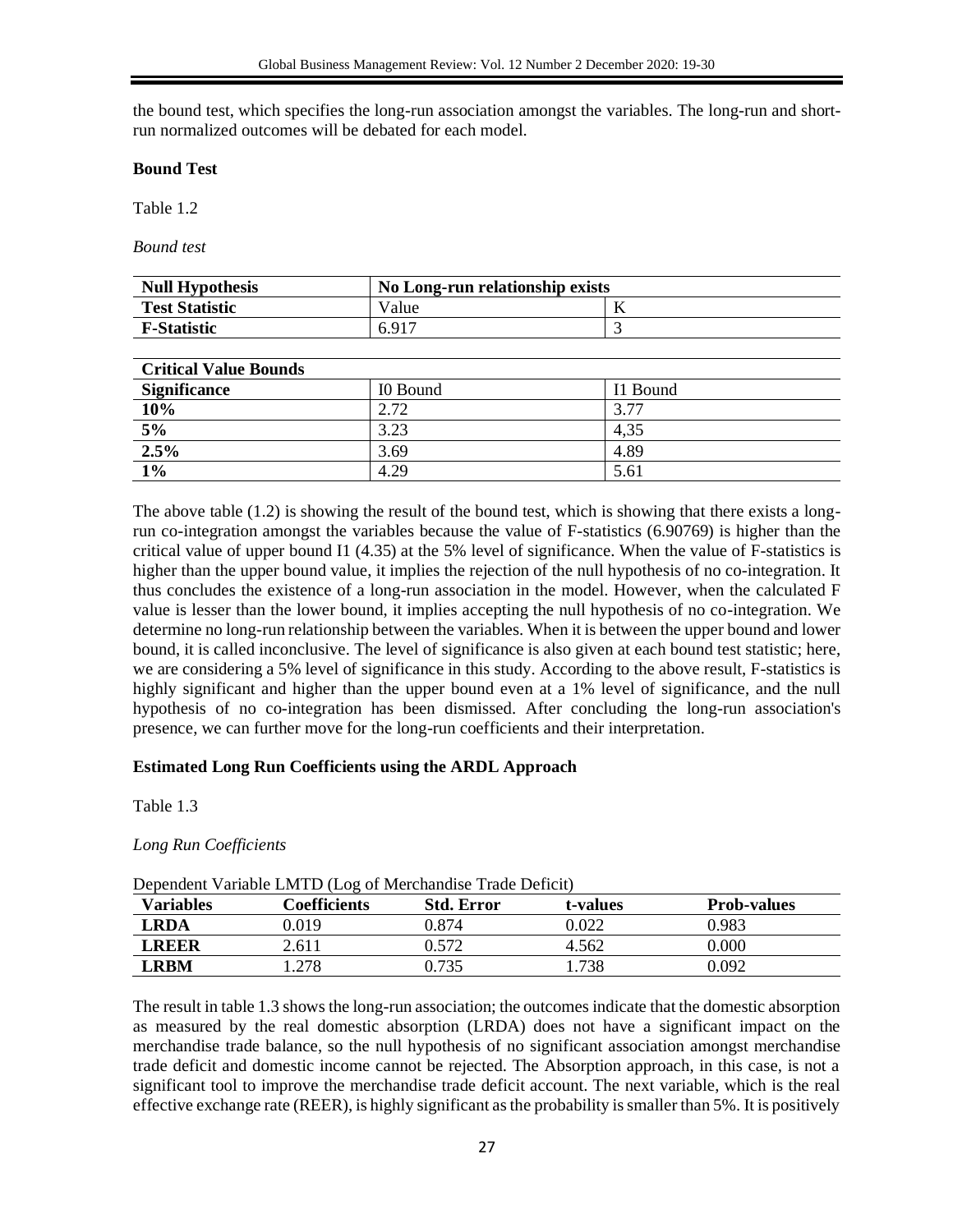the bound test, which specifies the long-run association amongst the variables. The long-run and short-run normalized outcomes will be debated for each model.

**Bound Test**

Table 1.2

*Bound test*

| **Null Hypothesis** | **No Long-run relationship exists** | |
|---|---|---|
| **Test Statistic** | Value | K |
| **F-Statistic** | 6.917 | 3 |

| **Critical Value Bounds** | | |
|---|---|---|
| **Significance** | I0 Bound | I1 Bound |
| **10%** | 2.72 | 3.77 |
| **5%** | 3.23 | 4,35 |
| **2.5%** | 3.69 | 4.89 |
| **1%** | 4.29 | 5.61 |

The above table (1.2) is showing the result of the bound test, which is showing that there exists a long-run co-integration amongst the variables because the value of F-statistics (6.90769) is higher than the critical value of upper bound I1 (4.35) at the 5% level of significance. When the value of F-statistics is higher than the upper bound value, it implies the rejection of the null hypothesis of no co-integration. It thus concludes the existence of a long-run association in the model. However, when the calculated F value is lesser than the lower bound, it implies accepting the null hypothesis of no co-integration. We determine no long-run relationship between the variables. When it is between the upper bound and lower bound, it is called inconclusive. The level of significance is also given at each bound test statistic; here, we are considering a 5% level of significance in this study. According to the above result, F-statistics is highly significant and higher than the upper bound even at a 1% level of significance, and the null hypothesis of no co-integration has been dismissed. After concluding the long-run association's presence, we can further move for the long-run coefficients and their interpretation.

**Estimated Long Run Coefficients using the ARDL Approach**

Table 1.3

*Long Run Coefficients*

Dependent Variable LMTD (Log of Merchandise Trade Deficit)

| **Variables** | **Coefficients** | **Std. Error** | **t-values** | **Prob-values** |
|---|---|---|---|---|
| **LRDA** | 0.019 | 0.874 | 0.022 | 0.983 |
| **LREER** | 2.611 | 0.572 | 4.562 | 0.000 |
| **LRBM** | 1.278 | 0.735 | 1.738 | 0.092 |

The result in table 1.3 shows the long-run association; the outcomes indicate that the domestic absorption as measured by the real domestic absorption (LRDA) does not have a significant impact on the merchandise trade balance, so the null hypothesis of no significant association amongst merchandise trade deficit and domestic income cannot be rejected. The Absorption approach, in this case, is not a significant tool to improve the merchandise trade deficit account. The next variable, which is the real effective exchange rate (REER), is highly significant as the probability is smaller than 5%. It is positively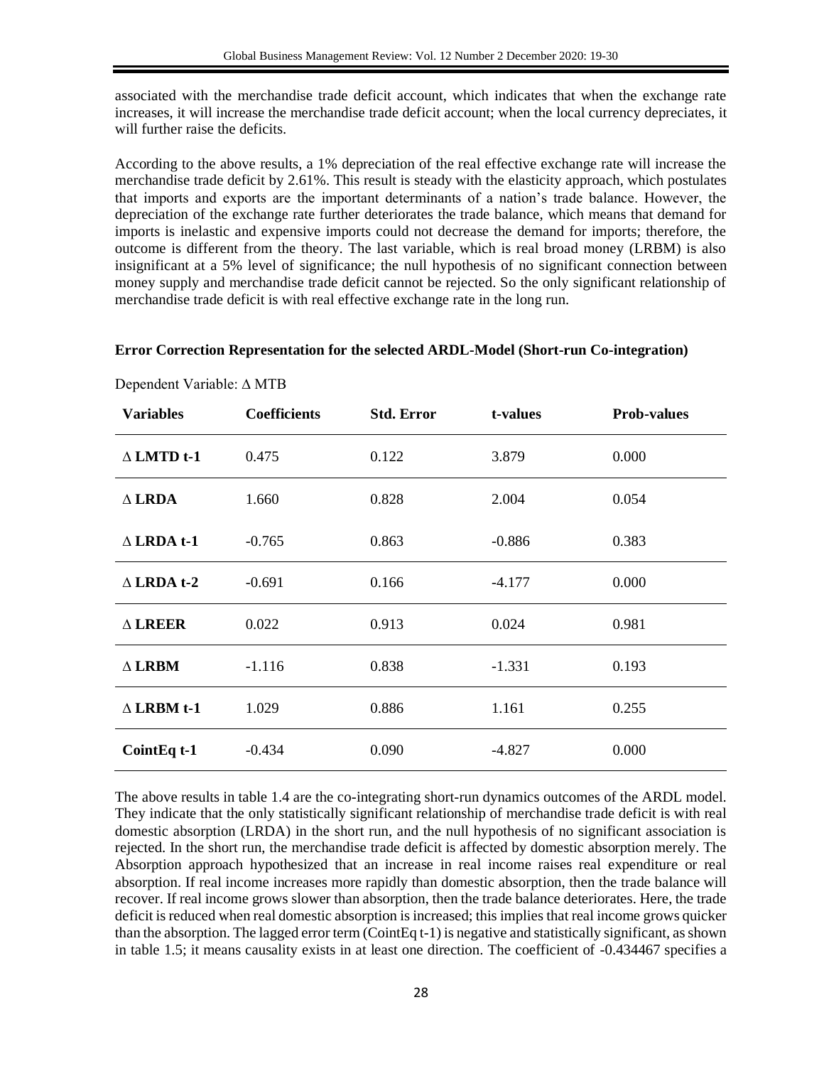associated with the merchandise trade deficit account, which indicates that when the exchange rate increases, it will increase the merchandise trade deficit account; when the local currency depreciates, it will further raise the deficits.

According to the above results, a 1% depreciation of the real effective exchange rate will increase the merchandise trade deficit by 2.61%. This result is steady with the elasticity approach, which postulates that imports and exports are the important determinants of a nation's trade balance. However, the depreciation of the exchange rate further deteriorates the trade balance, which means that demand for imports is inelastic and expensive imports could not decrease the demand for imports; therefore, the outcome is different from the theory. The last variable, which is real broad money (LRBM) is also insignificant at a 5% level of significance; the null hypothesis of no significant connection between money supply and merchandise trade deficit cannot be rejected. So the only significant relationship of merchandise trade deficit is with real effective exchange rate in the long run.

**Error Correction Representation for the selected ARDL-Model (Short-run Co-integration)**

Dependent Variable: $\Delta$ MTB

| Variables | Coefficients | Std. Error | t-values | Prob-values |
|---|---|---|---|---|
| **$\Delta$ LMTD t-1** | 0.475 | 0.122 | 3.879 | 0.000 |
| **$\Delta$ LRDA** | 1.660 | 0.828 | 2.004 | 0.054 |
| **$\Delta$ LRDA t-1** | -0.765 | 0.863 | -0.886 | 0.383 |
| **$\Delta$ LRDA t-2** | -0.691 | 0.166 | -4.177 | 0.000 |
| **$\Delta$ LREER** | 0.022 | 0.913 | 0.024 | 0.981 |
| **$\Delta$ LRBM** | -1.116 | 0.838 | -1.331 | 0.193 |
| **$\Delta$ LRBM t-1** | 1.029 | 0.886 | 1.161 | 0.255 |
| **CointEq t-1** | -0.434 | 0.090 | -4.827 | 0.000 |

The above results in table 1.4 are the co-integrating short-run dynamics outcomes of the ARDL model. They indicate that the only statistically significant relationship of merchandise trade deficit is with real domestic absorption (LRDA) in the short run, and the null hypothesis of no significant association is rejected. In the short run, the merchandise trade deficit is affected by domestic absorption merely. The Absorption approach hypothesized that an increase in real income raises real expenditure or real absorption. If real income increases more rapidly than domestic absorption, then the trade balance will recover. If real income grows slower than absorption, then the trade balance deteriorates. Here, the trade deficit is reduced when real domestic absorption is increased; this implies that real income grows quicker than the absorption. The lagged error term (CointEq t-1) is negative and statistically significant, as shown in table 1.5; it means causality exists in at least one direction. The coefficient of -0.434467 specifies a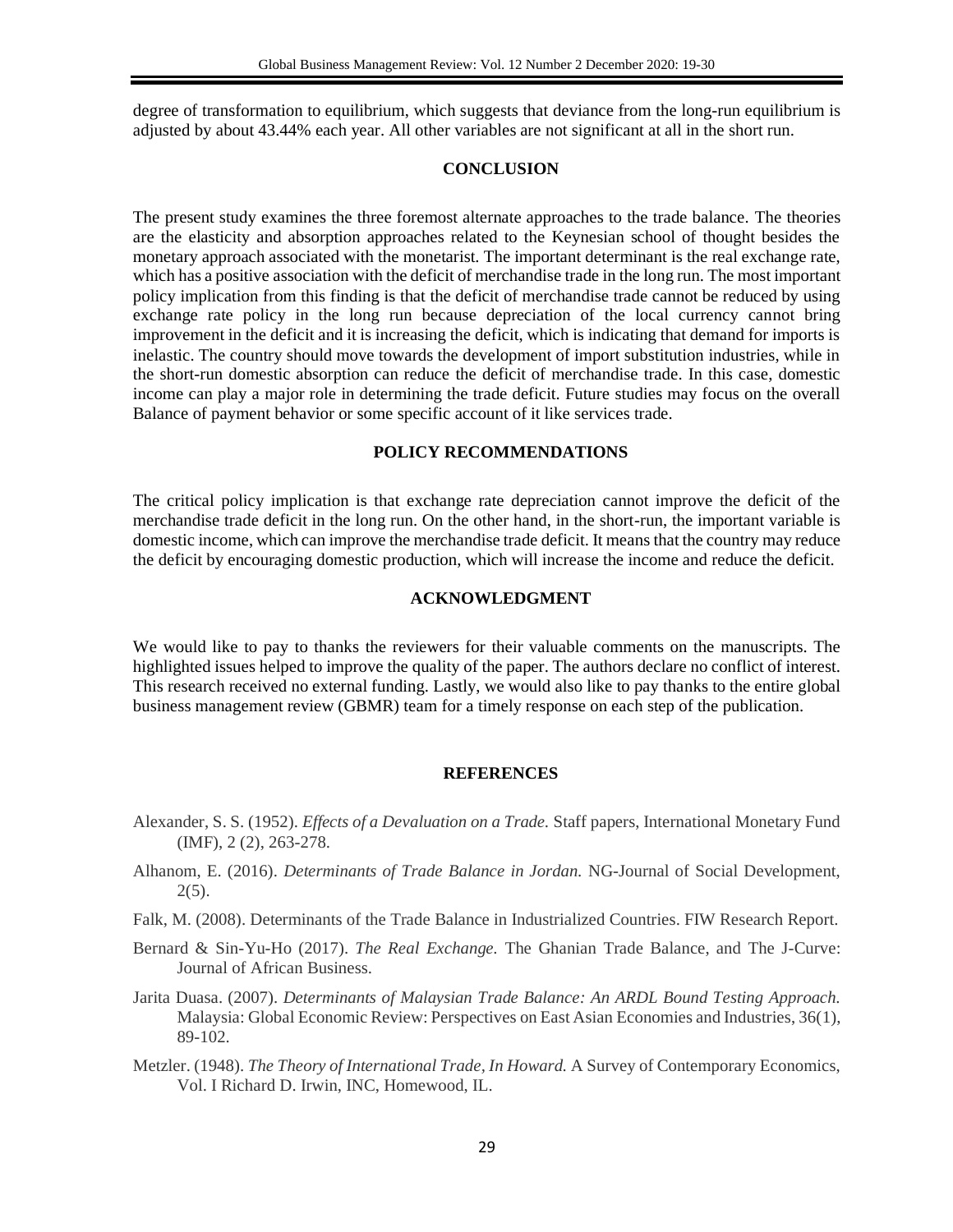degree of transformation to equilibrium, which suggests that deviance from the long-run equilibrium is adjusted by about 43.44% each year. All other variables are not significant at all in the short run.

## CONCLUSION

The present study examines the three foremost alternate approaches to the trade balance. The theories are the elasticity and absorption approaches related to the Keynesian school of thought besides the monetary approach associated with the monetarist. The important determinant is the real exchange rate, which has a positive association with the deficit of merchandise trade in the long run. The most important policy implication from this finding is that the deficit of merchandise trade cannot be reduced by using exchange rate policy in the long run because depreciation of the local currency cannot bring improvement in the deficit and it is increasing the deficit, which is indicating that demand for imports is inelastic. The country should move towards the development of import substitution industries, while in the short-run domestic absorption can reduce the deficit of merchandise trade. In this case, domestic income can play a major role in determining the trade deficit. Future studies may focus on the overall Balance of payment behavior or some specific account of it like services trade.

## POLICY RECOMMENDATIONS

The critical policy implication is that exchange rate depreciation cannot improve the deficit of the merchandise trade deficit in the long run. On the other hand, in the short-run, the important variable is domestic income, which can improve the merchandise trade deficit. It means that the country may reduce the deficit by encouraging domestic production, which will increase the income and reduce the deficit.

## ACKNOWLEDGMENT

We would like to pay to thanks the reviewers for their valuable comments on the manuscripts. The highlighted issues helped to improve the quality of the paper. The authors declare no conflict of interest. This research received no external funding. Lastly, we would also like to pay thanks to the entire global business management review (GBMR) team for a timely response on each step of the publication.

## REFERENCES

Alexander, S. S. (1952). *Effects of a Devaluation on a Trade.* Staff papers, International Monetary Fund (IMF), 2 (2), 263-278.

Alhanom, E. (2016). *Determinants of Trade Balance in Jordan.* NG-Journal of Social Development, 2(5).

Falk, M. (2008). Determinants of the Trade Balance in Industrialized Countries. FIW Research Report.

Bernard & Sin-Yu-Ho (2017). *The Real Exchange.* The Ghanian Trade Balance, and The J-Curve: Journal of African Business.

Jarita Duasa. (2007). *Determinants of Malaysian Trade Balance: An ARDL Bound Testing Approach.* Malaysia: Global Economic Review: Perspectives on East Asian Economies and Industries, 36(1), 89-102.

Metzler. (1948). *The Theory of International Trade, In Howard.* A Survey of Contemporary Economics, Vol. I Richard D. Irwin, INC, Homewood, IL.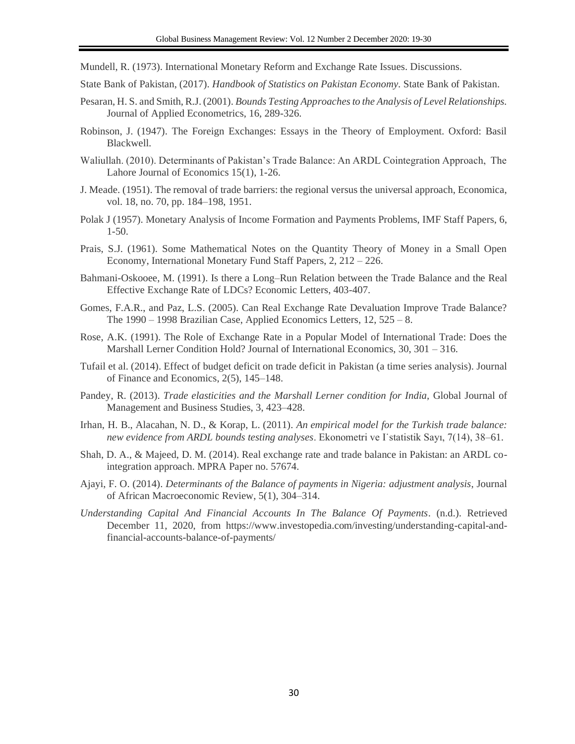Mundell, R. (1973). International Monetary Reform and Exchange Rate Issues. Discussions.

State Bank of Pakistan, (2017). *Handbook of Statistics on Pakistan Economy*. State Bank of Pakistan.

Pesaran, H. S. and Smith, R.J. (2001). *Bounds Testing Approaches to the Analysis of Level Relationships.* Journal of Applied Econometrics, 16, 289-326.

Robinson, J. (1947). The Foreign Exchanges: Essays in the Theory of Employment. Oxford: Basil Blackwell.

Waliullah. (2010). Determinants of Pakistan's Trade Balance: An ARDL Cointegration Approach, The Lahore Journal of Economics 15(1), 1-26.

J. Meade. (1951). The removal of trade barriers: the regional versus the universal approach, Economica, vol. 18, no. 70, pp. 184–198, 1951.

Polak J (1957). Monetary Analysis of Income Formation and Payments Problems, IMF Staff Papers, 6, 1-50.

Prais, S.J. (1961). Some Mathematical Notes on the Quantity Theory of Money in a Small Open Economy, International Monetary Fund Staff Papers, 2, 212 – 226.

Bahmani-Oskooee, M. (1991). Is there a Long–Run Relation between the Trade Balance and the Real Effective Exchange Rate of LDCs? Economic Letters, 403-407.

Gomes, F.A.R., and Paz, L.S. (2005). Can Real Exchange Rate Devaluation Improve Trade Balance? The 1990 – 1998 Brazilian Case, Applied Economics Letters, 12, 525 – 8.

Rose, A.K. (1991). The Role of Exchange Rate in a Popular Model of International Trade: Does the Marshall Lerner Condition Hold? Journal of International Economics, 30, 301 – 316.

Tufail et al. (2014). Effect of budget deficit on trade deficit in Pakistan (a time series analysis). Journal of Finance and Economics, 2(5), 145–148.

Pandey, R. (2013). *Trade elasticities and the Marshall Lerner condition for India,* Global Journal of Management and Business Studies, 3, 423–428.

Irhan, H. B., Alacahan, N. D., & Korap, L. (2011). *An empirical model for the Turkish trade balance: new evidence from ARDL bounds testing analyses*. Ekonometri ve İstatistik Sayı, 7(14), 38–61.

Shah, D. A., & Majeed, D. M. (2014). Real exchange rate and trade balance in Pakistan: an ARDL co-integration approach. MPRA Paper no. 57674.

Ajayi, F. O. (2014). *Determinants of the Balance of payments in Nigeria: adjustment analysis*, Journal of African Macroeconomic Review, 5(1), 304–314.

*Understanding Capital And Financial Accounts In The Balance Of Payments*. (n.d.). Retrieved December 11, 2020, from https://www.investopedia.com/investing/understanding-capital-and-financial-accounts-balance-of-payments/